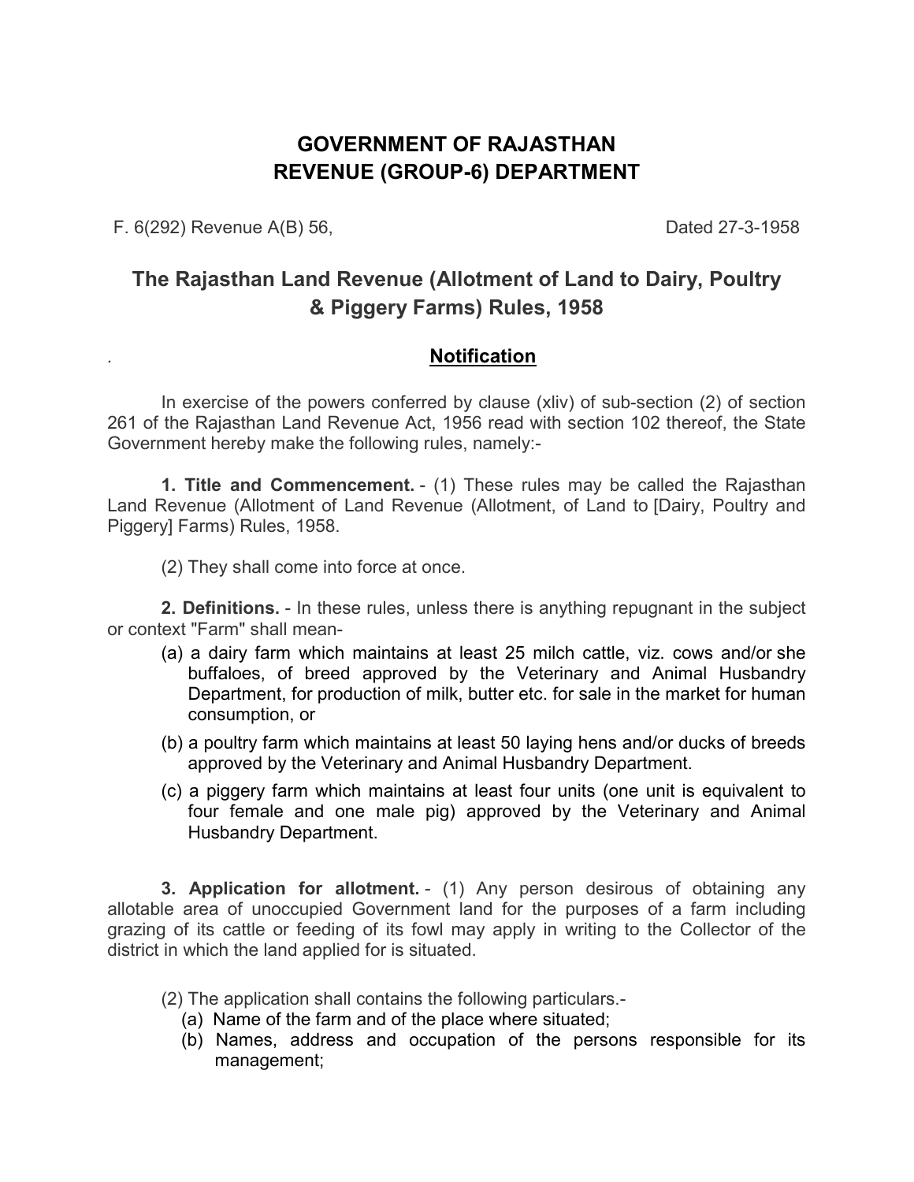# GOVERNMENT OF RAJASTHAN
# REVENUE (GROUP-6) DEPARTMENT

F. 6(292) Revenue A(B) 56, Dated 27-3-1958

## The Rajasthan Land Revenue (Allotment of Land to Dairy, Poultry & Piggery Farms) Rules, 1958

. **Notification**

In exercise of the powers conferred by clause (xliv) of sub-section (2) of section 261 of the Rajasthan Land Revenue Act, 1956 read with section 102 thereof, the State Government hereby make the following rules, namely:-

**1. Title and Commencement.** - (1) These rules may be called the Rajasthan Land Revenue (Allotment of Land Revenue (Allotment, of Land to [Dairy, Poultry and Piggery] Farms) Rules, 1958.

(2) They shall come into force at once.

**2. Definitions.** - In these rules, unless there is anything repugnant in the subject or context "Farm" shall mean-

(a) a dairy farm which maintains at least 25 milch cattle, viz. cows and/or she buffaloes, of breed approved by the Veterinary and Animal Husbandry Department, for production of milk, butter etc. for sale in the market for human consumption, or

(b) a poultry farm which maintains at least 50 laying hens and/or ducks of breeds approved by the Veterinary and Animal Husbandry Department.

(c) a piggery farm which maintains at least four units (one unit is equivalent to four female and one male pig) approved by the Veterinary and Animal Husbandry Department.

**3. Application for allotment.** - (1) Any person desirous of obtaining any allotable area of unoccupied Government land for the purposes of a farm including grazing of its cattle or feeding of its fowl may apply in writing to the Collector of the district in which the land applied for is situated.

(2) The application shall contains the following particulars.-

(a) Name of the farm and of the place where situated;

(b) Names, address and occupation of the persons responsible for its management;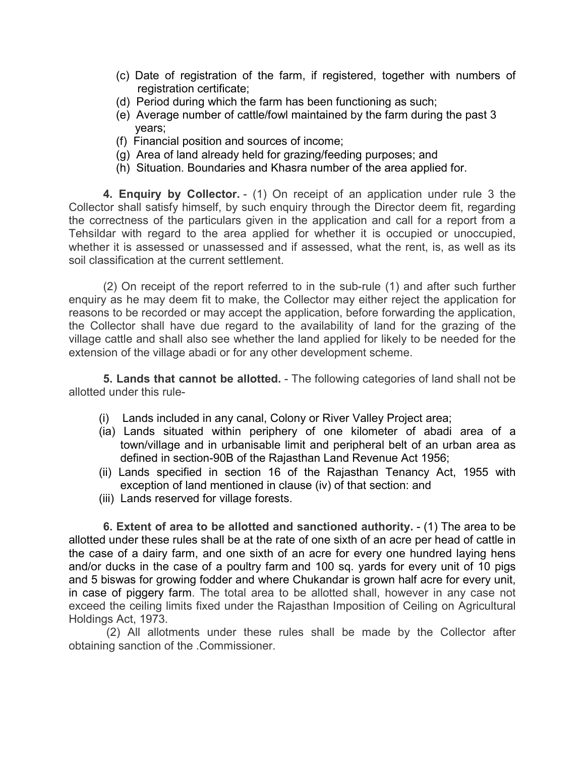(c) Date of registration of the farm, if registered, together with numbers of registration certificate;
(d) Period during which the farm has been functioning as such;
(e) Average number of cattle/fowl maintained by the farm during the past 3 years;
(f) Financial position and sources of income;
(g) Area of land already held for grazing/feeding purposes; and
(h) Situation. Boundaries and Khasra number of the area applied for.

**4. Enquiry by Collector.** - (1) On receipt of an application under rule 3 the Collector shall satisfy himself, by such enquiry through the Director deem fit, regarding the correctness of the particulars given in the application and call for a report from a Tehsildar with regard to the area applied for whether it is occupied or unoccupied, whether it is assessed or unassessed and if assessed, what the rent, is, as well as its soil classification at the current settlement.

(2) On receipt of the report referred to in the sub-rule (1) and after such further enquiry as he may deem fit to make, the Collector may either reject the application for reasons to be recorded or may accept the application, before forwarding the application, the Collector shall have due regard to the availability of land for the grazing of the village cattle and shall also see whether the land applied for likely to be needed for the extension of the village abadi or for any other development scheme.

**5. Lands that cannot be allotted.** - The following categories of land shall not be allotted under this rule-

(i) Lands included in any canal, Colony or River Valley Project area;
(ia) Lands situated within periphery of one kilometer of abadi area of a town/village and in urbanisable limit and peripheral belt of an urban area as defined in section-90B of the Rajasthan Land Revenue Act 1956;
(ii) Lands specified in section 16 of the Rajasthan Tenancy Act, 1955 with exception of land mentioned in clause (iv) of that section: and
(iii) Lands reserved for village forests.

**6. Extent of area to be allotted and sanctioned authority.** - (1) The area to be allotted under these rules shall be at the rate of one sixth of an acre per head of cattle in the case of a dairy farm, and one sixth of an acre for every one hundred laying hens and/or ducks in the case of a poultry farm and 100 sq. yards for every unit of 10 pigs and 5 biswas for growing fodder and where Chukandar is grown half acre for every unit, in case of piggery farm. The total area to be allotted shall, however in any case not exceed the ceiling limits fixed under the Rajasthan Imposition of Ceiling on Agricultural Holdings Act, 1973.

(2) All allotments under these rules shall be made by the Collector after obtaining sanction of the .Commissioner.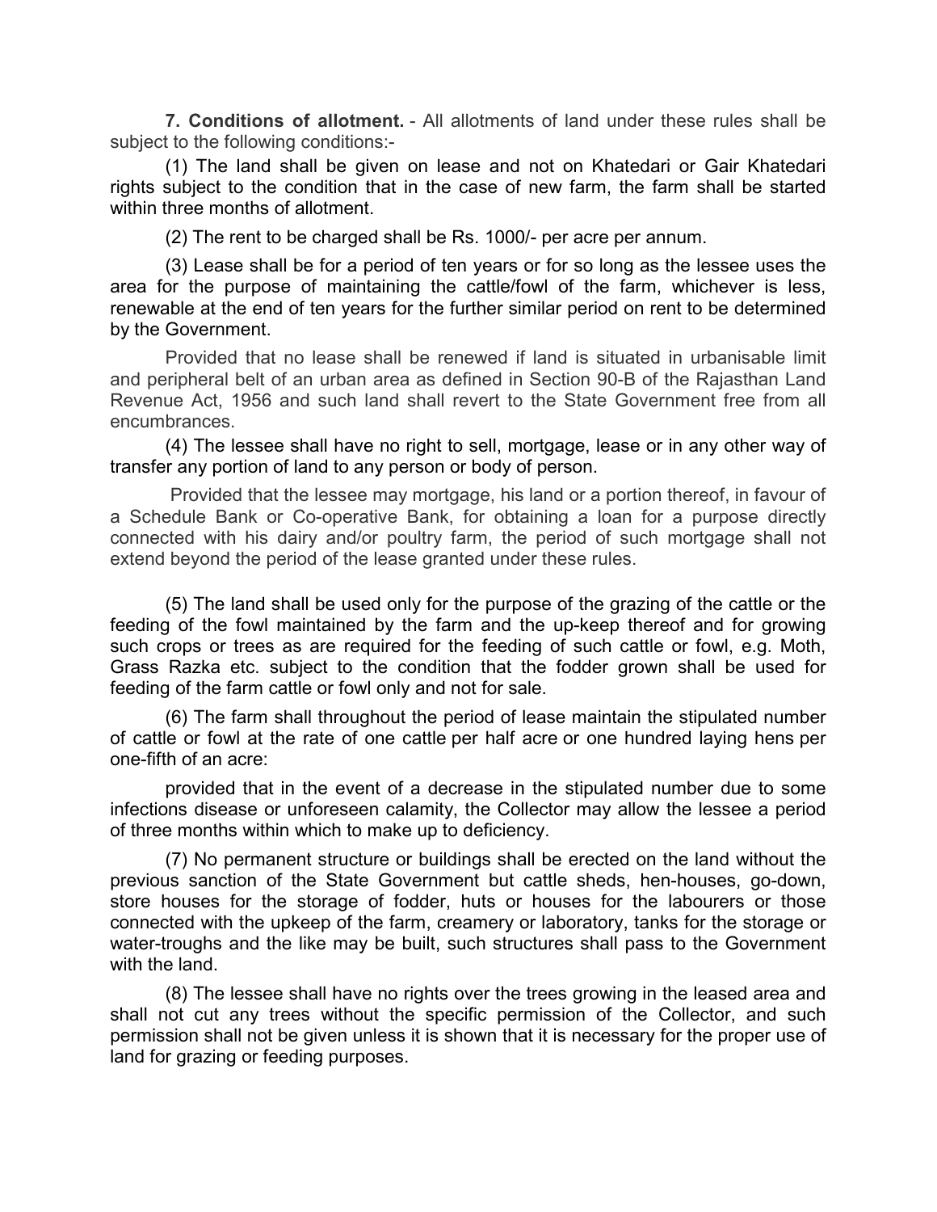**7. Conditions of allotment.** - All allotments of land under these rules shall be subject to the following conditions:-

(1) The land shall be given on lease and not on Khatedari or Gair Khatedari rights subject to the condition that in the case of new farm, the farm shall be started within three months of allotment.

(2) The rent to be charged shall be Rs. 1000/- per acre per annum.

(3) Lease shall be for a period of ten years or for so long as the lessee uses the area for the purpose of maintaining the cattle/fowl of the farm, whichever is less, renewable at the end of ten years for the further similar period on rent to be determined by the Government.

Provided that no lease shall be renewed if land is situated in urbanisable limit and peripheral belt of an urban area as defined in Section 90-B of the Rajasthan Land Revenue Act, 1956 and such land shall revert to the State Government free from all encumbrances.

(4) The lessee shall have no right to sell, mortgage, lease or in any other way of transfer any portion of land to any person or body of person.

Provided that the lessee may mortgage, his land or a portion thereof, in favour of a Schedule Bank or Co-operative Bank, for obtaining a loan for a purpose directly connected with his dairy and/or poultry farm, the period of such mortgage shall not extend beyond the period of the lease granted under these rules.

(5) The land shall be used only for the purpose of the grazing of the cattle or the feeding of the fowl maintained by the farm and the up-keep thereof and for growing such crops or trees as are required for the feeding of such cattle or fowl, e.g. Moth, Grass Razka etc. subject to the condition that the fodder grown shall be used for feeding of the farm cattle or fowl only and not for sale.

(6) The farm shall throughout the period of lease maintain the stipulated number of cattle or fowl at the rate of one cattle per half acre or one hundred laying hens per one-fifth of an acre:

provided that in the event of a decrease in the stipulated number due to some infections disease or unforeseen calamity, the Collector may allow the lessee a period of three months within which to make up to deficiency.

(7) No permanent structure or buildings shall be erected on the land without the previous sanction of the State Government but cattle sheds, hen-houses, go-down, store houses for the storage of fodder, huts or houses for the labourers or those connected with the upkeep of the farm, creamery or laboratory, tanks for the storage or water-troughs and the like may be built, such structures shall pass to the Government with the land.

(8) The lessee shall have no rights over the trees growing in the leased area and shall not cut any trees without the specific permission of the Collector, and such permission shall not be given unless it is shown that it is necessary for the proper use of land for grazing or feeding purposes.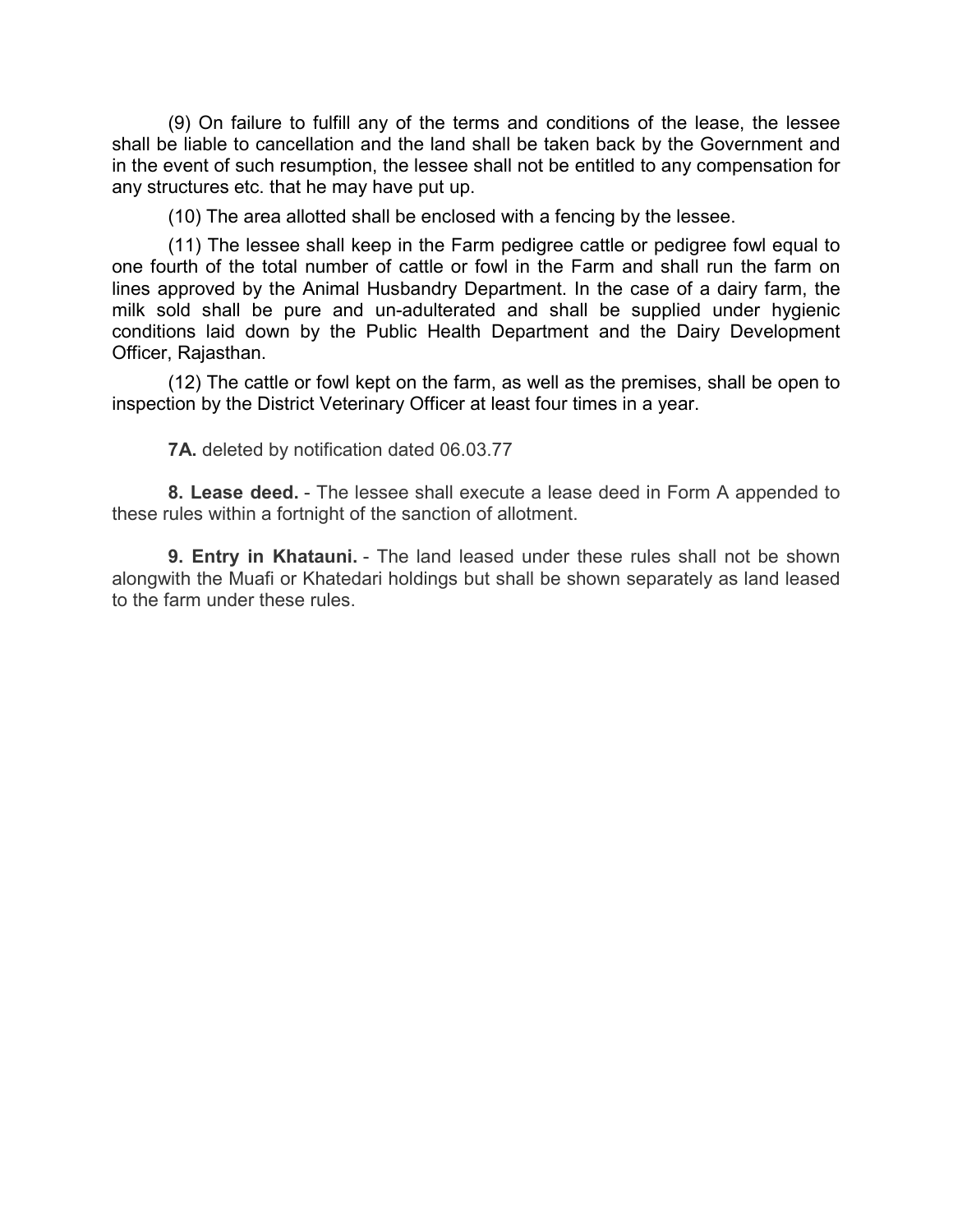(9) On failure to fulfill any of the terms and conditions of the lease, the lessee shall be liable to cancellation and the land shall be taken back by the Government and in the event of such resumption, the lessee shall not be entitled to any compensation for any structures etc. that he may have put up.

(10) The area allotted shall be enclosed with a fencing by the lessee.

(11) The lessee shall keep in the Farm pedigree cattle or pedigree fowl equal to one fourth of the total number of cattle or fowl in the Farm and shall run the farm on lines approved by the Animal Husbandry Department. In the case of a dairy farm, the milk sold shall be pure and un-adulterated and shall be supplied under hygienic conditions laid down by the Public Health Department and the Dairy Development Officer, Rajasthan.

(12) The cattle or fowl kept on the farm, as well as the premises, shall be open to inspection by the District Veterinary Officer at least four times in a year.

**7A.** deleted by notification dated 06.03.77

**8. Lease deed.** - The lessee shall execute a lease deed in Form A appended to these rules within a fortnight of the sanction of allotment.

**9. Entry in Khatauni.** - The land leased under these rules shall not be shown alongwith the Muafi or Khatedari holdings but shall be shown separately as land leased to the farm under these rules.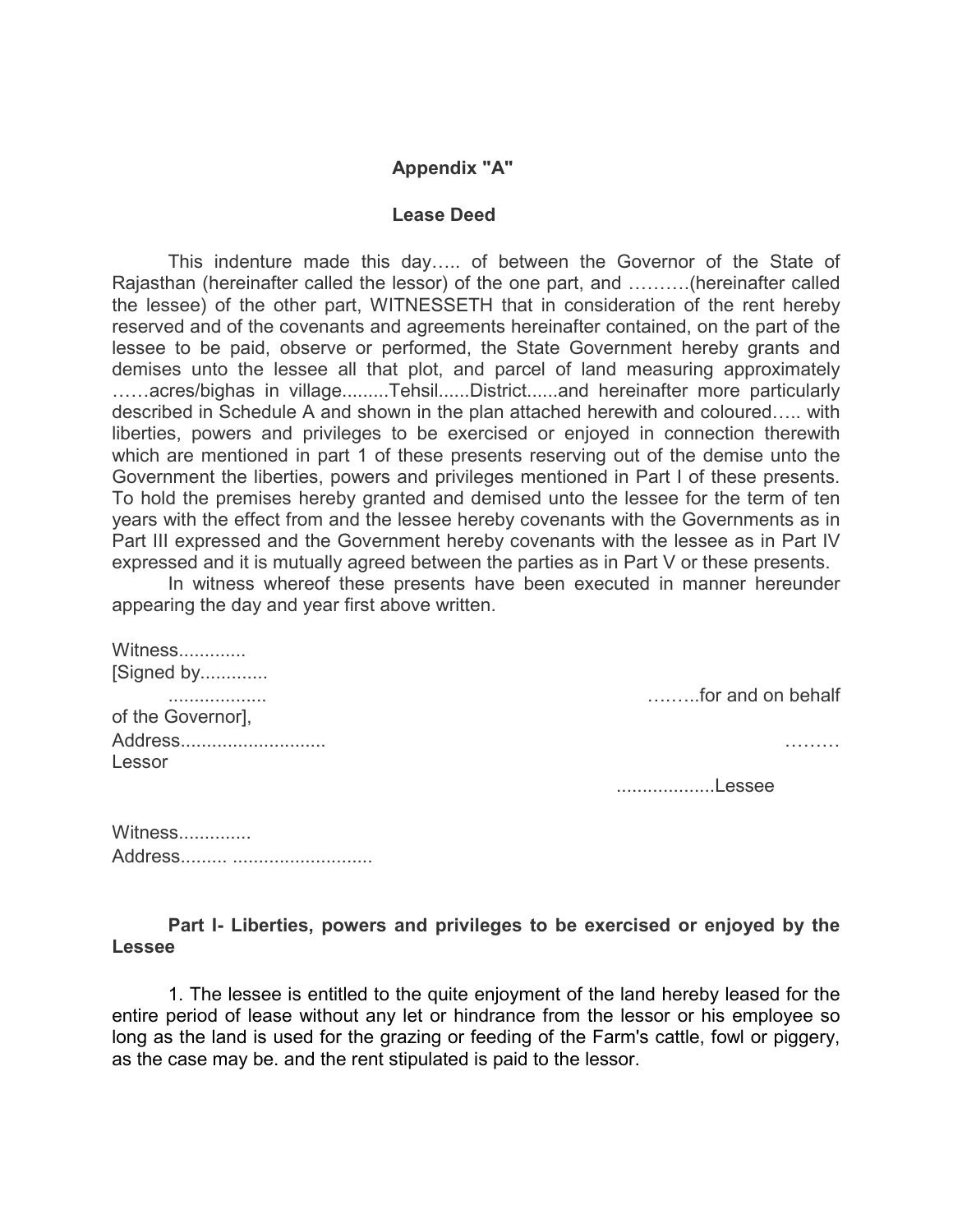## Appendix "A"

### Lease Deed

This indenture made this day….. of between the Governor of the State of Rajasthan (hereinafter called the lessor) of the one part, and ……….(hereinafter called the lessee) of the other part, WITNESSETH that in consideration of the rent hereby reserved and of the covenants and agreements hereinafter contained, on the part of the lessee to be paid, observe or performed, the State Government hereby grants and demises unto the lessee all that plot, and parcel of land measuring approximately ……acres/bighas in village.........Tehsil......District......and hereinafter more particularly described in Schedule A and shown in the plan attached herewith and coloured….. with liberties, powers and privileges to be exercised or enjoyed in connection therewith which are mentioned in part 1 of these presents reserving out of the demise unto the Government the liberties, powers and privileges mentioned in Part I of these presents. To hold the premises hereby granted and demised unto the lessee for the term of ten years with the effect from and the lessee hereby covenants with the Governments as in Part III expressed and the Government hereby covenants with the lessee as in Part IV expressed and it is mutually agreed between the parties as in Part V or these presents.

In witness whereof these presents have been executed in manner hereunder appearing the day and year first above written.

Witness.............
[Signed by.............
.................. ……..for and on behalf of the Governor],
Address........................... ………
Lessor

..................Lessee

Witness.............
Address......... ..........................

**Part I- Liberties, powers and privileges to be exercised or enjoyed by the Lessee**

1. The lessee is entitled to the quite enjoyment of the land hereby leased for the entire period of lease without any let or hindrance from the lessor or his employee so long as the land is used for the grazing or feeding of the Farm's cattle, fowl or piggery, as the case may be. and the rent stipulated is paid to the lessor.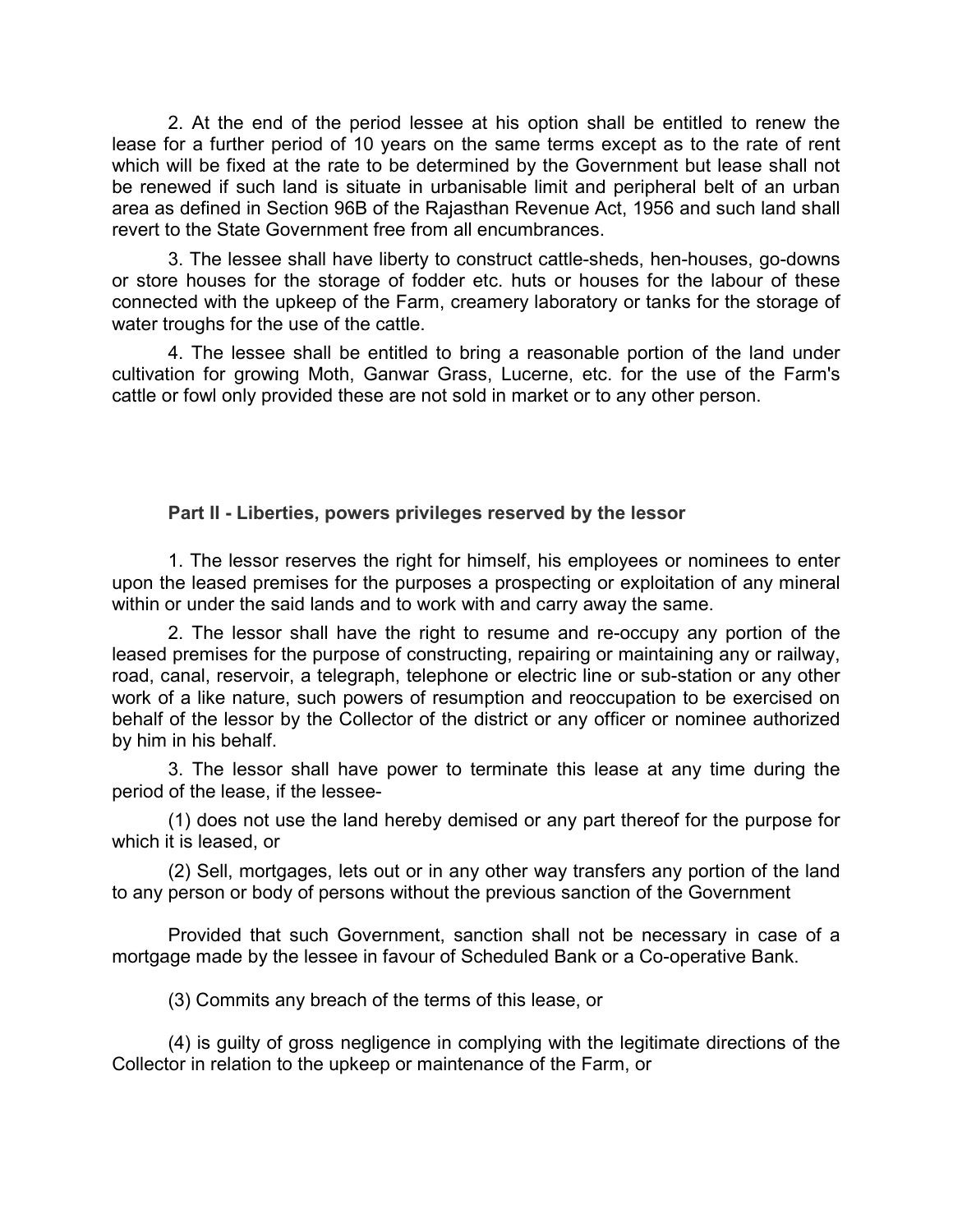2. At the end of the period lessee at his option shall be entitled to renew the lease for a further period of 10 years on the same terms except as to the rate of rent which will be fixed at the rate to be determined by the Government but lease shall not be renewed if such land is situate in urbanisable limit and peripheral belt of an urban area as defined in Section 96B of the Rajasthan Revenue Act, 1956 and such land shall revert to the State Government free from all encumbrances.

3. The lessee shall have liberty to construct cattle-sheds, hen-houses, go-downs or store houses for the storage of fodder etc. huts or houses for the labour of these connected with the upkeep of the Farm, creamery laboratory or tanks for the storage of water troughs for the use of the cattle.

4. The lessee shall be entitled to bring a reasonable portion of the land under cultivation for growing Moth, Ganwar Grass, Lucerne, etc. for the use of the Farm's cattle or fowl only provided these are not sold in market or to any other person.

**Part II - Liberties, powers privileges reserved by the lessor**

1. The lessor reserves the right for himself, his employees or nominees to enter upon the leased premises for the purposes a prospecting or exploitation of any mineral within or under the said lands and to work with and carry away the same.

2. The lessor shall have the right to resume and re-occupy any portion of the leased premises for the purpose of constructing, repairing or maintaining any or railway, road, canal, reservoir, a telegraph, telephone or electric line or sub-station or any other work of a like nature, such powers of resumption and reoccupation to be exercised on behalf of the lessor by the Collector of the district or any officer or nominee authorized by him in his behalf.

3. The lessor shall have power to terminate this lease at any time during the period of the lease, if the lessee-

(1) does not use the land hereby demised or any part thereof for the purpose for which it is leased, or

(2) Sell, mortgages, lets out or in any other way transfers any portion of the land to any person or body of persons without the previous sanction of the Government

Provided that such Government, sanction shall not be necessary in case of a mortgage made by the lessee in favour of Scheduled Bank or a Co-operative Bank.

(3) Commits any breach of the terms of this lease, or

(4) is guilty of gross negligence in complying with the legitimate directions of the Collector in relation to the upkeep or maintenance of the Farm, or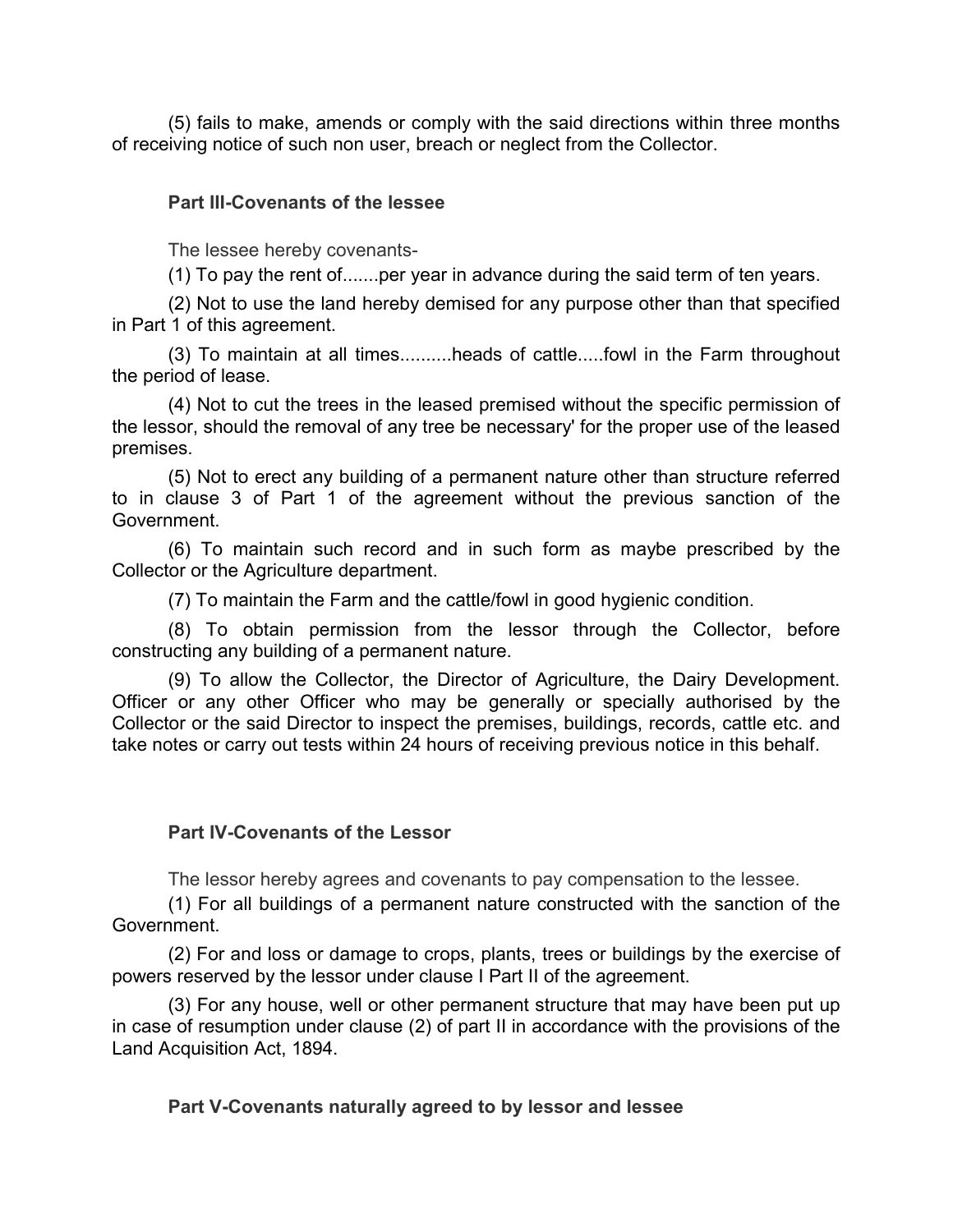(5) fails to make, amends or comply with the said directions within three months of receiving notice of such non user, breach or neglect from the Collector.

**Part III-Covenants of the lessee**

The lessee hereby covenants-

(1) To pay the rent of.......per year in advance during the said term of ten years.

(2) Not to use the land hereby demised for any purpose other than that specified in Part 1 of this agreement.

(3) To maintain at all times..........heads of cattle.....fowl in the Farm throughout the period of lease.

(4) Not to cut the trees in the leased premised without the specific permission of the lessor, should the removal of any tree be necessary' for the proper use of the leased premises.

(5) Not to erect any building of a permanent nature other than structure referred to in clause 3 of Part 1 of the agreement without the previous sanction of the Government.

(6) To maintain such record and in such form as maybe prescribed by the Collector or the Agriculture department.

(7) To maintain the Farm and the cattle/fowl in good hygienic condition.

(8) To obtain permission from the lessor through the Collector, before constructing any building of a permanent nature.

(9) To allow the Collector, the Director of Agriculture, the Dairy Development. Officer or any other Officer who may be generally or specially authorised by the Collector or the said Director to inspect the premises, buildings, records, cattle etc. and take notes or carry out tests within 24 hours of receiving previous notice in this behalf.

**Part IV-Covenants of the Lessor**

The lessor hereby agrees and covenants to pay compensation to the lessee.

(1) For all buildings of a permanent nature constructed with the sanction of the Government.

(2) For and loss or damage to crops, plants, trees or buildings by the exercise of powers reserved by the lessor under clause I Part II of the agreement.

(3) For any house, well or other permanent structure that may have been put up in case of resumption under clause (2) of part II in accordance with the provisions of the Land Acquisition Act, 1894.

**Part V-Covenants naturally agreed to by lessor and lessee**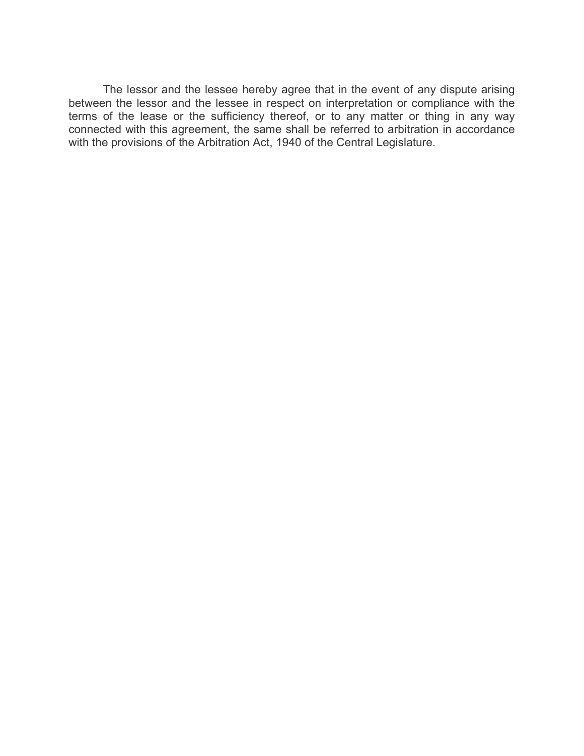The lessor and the lessee hereby agree that in the event of any dispute arising between the lessor and the lessee in respect on interpretation or compliance with the terms of the lease or the sufficiency thereof, or to any matter or thing in any way connected with this agreement, the same shall be referred to arbitration in accordance with the provisions of the Arbitration Act, 1940 of the Central Legislature.